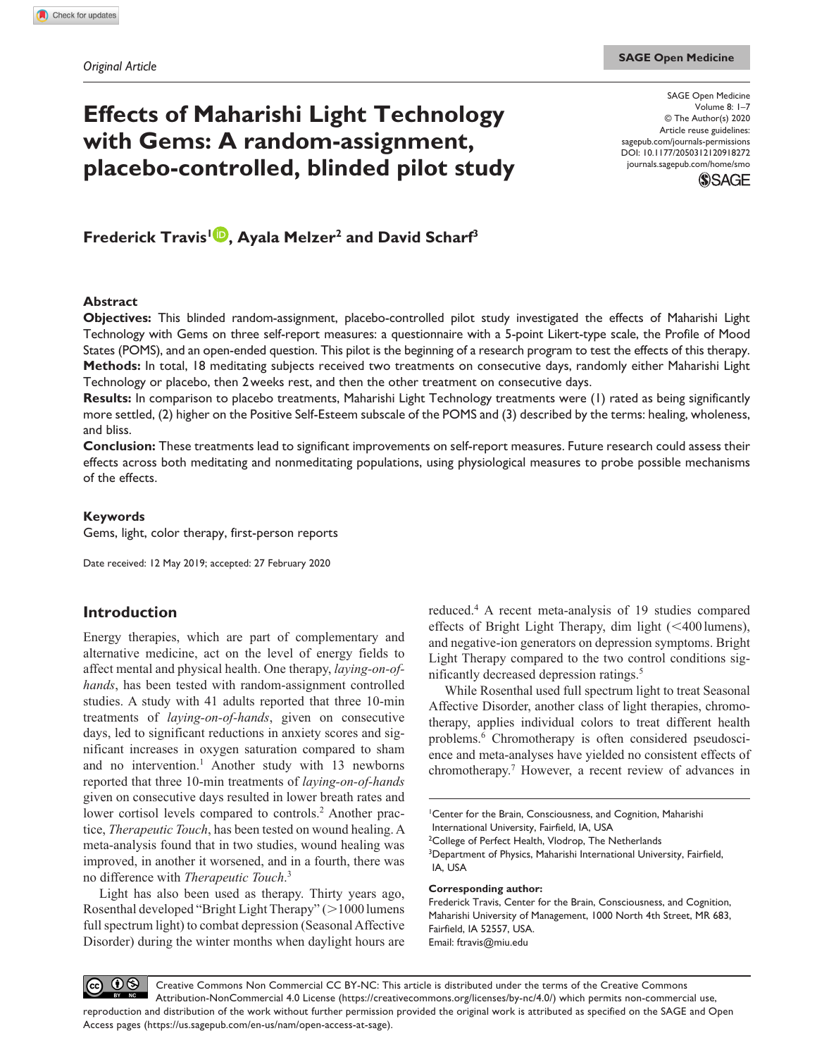*Original Article*

# Effects of Maharishi Light Technology with Gems: A random-assignment, placebo-controlled, blinded pilot study

SAGE Open Medicine
Volume 8: 1–7
© The Author(s) 2020
Article reuse guidelines: sagepub.com/journals-permissions
DOI: 10.1177/2050312120918272
journals.sagepub.com/home/smo

**Frederick Travis[1], Ayala Melzer[2] and David Scharf[3]**

## Abstract

**Objectives:** This blinded random-assignment, placebo-controlled pilot study investigated the effects of Maharishi Light Technology with Gems on three self-report measures: a questionnaire with a 5-point Likert-type scale, the Profile of Mood States (POMS), and an open-ended question. This pilot is the beginning of a research program to test the effects of this therapy.
**Methods:** In total, 18 meditating subjects received two treatments on consecutive days, randomly either Maharishi Light Technology or placebo, then 2 weeks rest, and then the other treatment on consecutive days.
**Results:** In comparison to placebo treatments, Maharishi Light Technology treatments were (1) rated as being significantly more settled, (2) higher on the Positive Self-Esteem subscale of the POMS and (3) described by the terms: healing, wholeness, and bliss.
**Conclusion:** These treatments lead to significant improvements on self-report measures. Future research could assess their effects across both meditating and nonmeditating populations, using physiological measures to probe possible mechanisms of the effects.

### Keywords

Gems, light, color therapy, first-person reports

Date received: 12 May 2019; accepted: 27 February 2020

## Introduction

Energy therapies, which are part of complementary and alternative medicine, act on the level of energy fields to affect mental and physical health. One therapy, *laying-on-of-hands*, has been tested with random-assignment controlled studies. A study with 41 adults reported that three 10-min treatments of *laying-on-of-hands*, given on consecutive days, led to significant reductions in anxiety scores and significant increases in oxygen saturation compared to sham and no intervention.[1] Another study with 13 newborns reported that three 10-min treatments of *laying-on-of-hands* given on consecutive days resulted in lower breath rates and lower cortisol levels compared to controls.[2] Another practice, *Therapeutic Touch*, has been tested on wound healing. A meta-analysis found that in two studies, wound healing was improved, in another it worsened, and in a fourth, there was no difference with *Therapeutic Touch*.[3]

Light has also been used as therapy. Thirty years ago, Rosenthal developed "Bright Light Therapy" (>1000 lumens full spectrum light) to combat depression (Seasonal Affective Disorder) during the winter months when daylight hours are reduced.[4] A recent meta-analysis of 19 studies compared effects of Bright Light Therapy, dim light (<400 lumens), and negative-ion generators on depression symptoms. Bright Light Therapy compared to the two control conditions significantly decreased depression ratings.[5]

While Rosenthal used full spectrum light to treat Seasonal Affective Disorder, another class of light therapies, chromotherapy, applies individual colors to treat different health problems.[6] Chromotherapy is often considered pseudoscience and meta-analyses have yielded no consistent effects of chromotherapy.[7] However, a recent review of advances in

[1]Center for the Brain, Consciousness, and Cognition, Maharishi International University, Fairfield, IA, USA
[2]College of Perfect Health, Vlodrop, The Netherlands
[3]Department of Physics, Maharishi International University, Fairfield, IA, USA

**Corresponding author:**
Frederick Travis, Center for the Brain, Consciousness, and Cognition, Maharishi University of Management, 1000 North 4th Street, MR 683, Fairfield, IA 52557, USA.
Email: ftravis@miu.edu

Creative Commons Non Commercial CC BY-NC: This article is distributed under the terms of the Creative Commons Attribution-NonCommercial 4.0 License (https://creativecommons.org/licenses/by-nc/4.0/) which permits non-commercial use, reproduction and distribution of the work without further permission provided the original work is attributed as specified on the SAGE and Open Access pages (https://us.sagepub.com/en-us/nam/open-access-at-sage).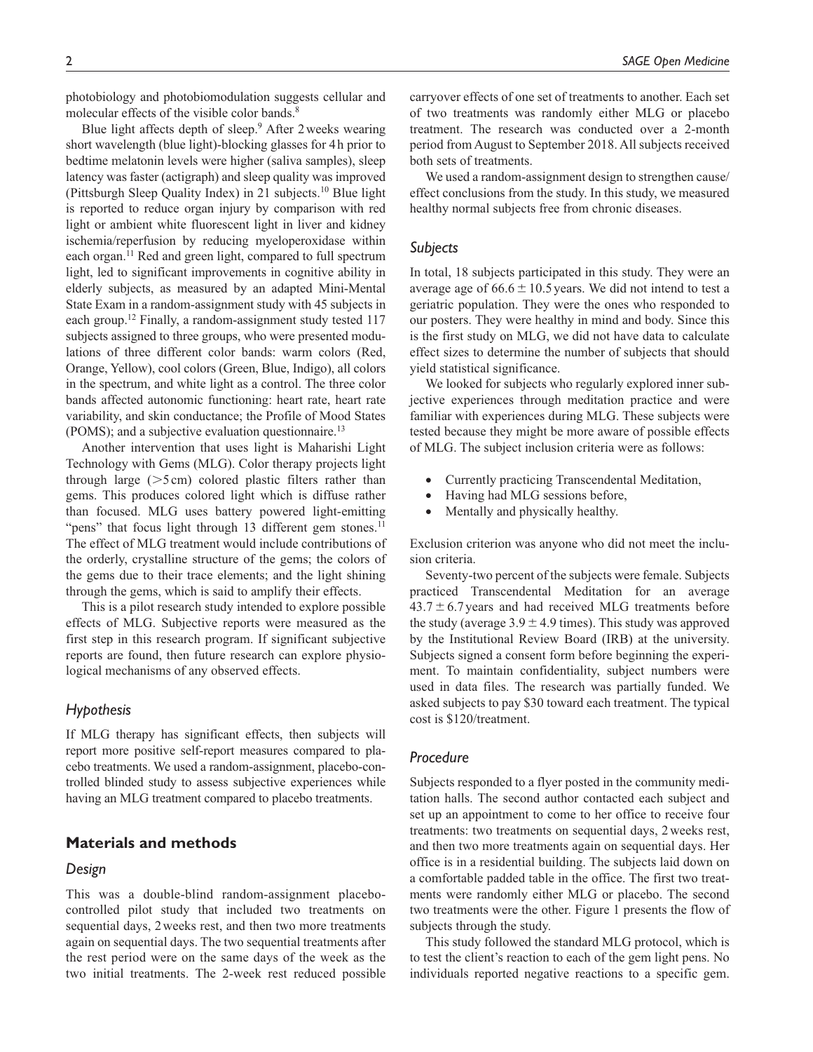photobiology and photobiomodulation suggests cellular and molecular effects of the visible color bands.[8]

Blue light affects depth of sleep.[9] After 2 weeks wearing short wavelength (blue light)-blocking glasses for 4 h prior to bedtime melatonin levels were higher (saliva samples), sleep latency was faster (actigraph) and sleep quality was improved (Pittsburgh Sleep Quality Index) in 21 subjects.[10] Blue light is reported to reduce organ injury by comparison with red light or ambient white fluorescent light in liver and kidney ischemia/reperfusion by reducing myeloperoxidase within each organ.[11] Red and green light, compared to full spectrum light, led to significant improvements in cognitive ability in elderly subjects, as measured by an adapted Mini-Mental State Exam in a random-assignment study with 45 subjects in each group.[12] Finally, a random-assignment study tested 117 subjects assigned to three groups, who were presented modulations of three different color bands: warm colors (Red, Orange, Yellow), cool colors (Green, Blue, Indigo), all colors in the spectrum, and white light as a control. The three color bands affected autonomic functioning: heart rate, heart rate variability, and skin conductance; the Profile of Mood States (POMS); and a subjective evaluation questionnaire.[13]

Another intervention that uses light is Maharishi Light Technology with Gems (MLG). Color therapy projects light through large (>5 cm) colored plastic filters rather than gems. This produces colored light which is diffuse rather than focused. MLG uses battery powered light-emitting "pens" that focus light through 13 different gem stones.[11] The effect of MLG treatment would include contributions of the orderly, crystalline structure of the gems; the colors of the gems due to their trace elements; and the light shining through the gems, which is said to amplify their effects.

This is a pilot research study intended to explore possible effects of MLG. Subjective reports were measured as the first step in this research program. If significant subjective reports are found, then future research can explore physiological mechanisms of any observed effects.

### *Hypothesis*

If MLG therapy has significant effects, then subjects will report more positive self-report measures compared to placebo treatments. We used a random-assignment, placebo-controlled blinded study to assess subjective experiences while having an MLG treatment compared to placebo treatments.

## Materials and methods

### *Design*

This was a double-blind random-assignment placebo-controlled pilot study that included two treatments on sequential days, 2 weeks rest, and then two more treatments again on sequential days. The two sequential treatments after the rest period were on the same days of the week as the two initial treatments. The 2-week rest reduced possible carryover effects of one set of treatments to another. Each set of two treatments was randomly either MLG or placebo treatment. The research was conducted over a 2-month period from August to September 2018. All subjects received both sets of treatments.

We used a random-assignment design to strengthen cause/effect conclusions from the study. In this study, we measured healthy normal subjects free from chronic diseases.

### *Subjects*

In total, 18 subjects participated in this study. They were an average age of $66.6 \pm 10.5$ years. We did not intend to test a geriatric population. They were the ones who responded to our posters. They were healthy in mind and body. Since this is the first study on MLG, we did not have data to calculate effect sizes to determine the number of subjects that should yield statistical significance.

We looked for subjects who regularly explored inner subjective experiences through meditation practice and were familiar with experiences during MLG. These subjects were tested because they might be more aware of possible effects of MLG. The subject inclusion criteria were as follows:

- Currently practicing Transcendental Meditation,
- Having had MLG sessions before,
- Mentally and physically healthy.

Exclusion criterion was anyone who did not meet the inclusion criteria.

Seventy-two percent of the subjects were female. Subjects practiced Transcendental Meditation for an average $43.7 \pm 6.7$ years and had received MLG treatments before the study (average $3.9 \pm 4.9$ times). This study was approved by the Institutional Review Board (IRB) at the university. Subjects signed a consent form before beginning the experiment. To maintain confidentiality, subject numbers were used in data files. The research was partially funded. We asked subjects to pay $30 toward each treatment. The typical cost is $120/treatment.

### *Procedure*

Subjects responded to a flyer posted in the community meditation halls. The second author contacted each subject and set up an appointment to come to her office to receive four treatments: two treatments on sequential days, 2 weeks rest, and then two more treatments again on sequential days. Her office is in a residential building. The subjects laid down on a comfortable padded table in the office. The first two treatments were randomly either MLG or placebo. The second two treatments were the other. Figure 1 presents the flow of subjects through the study.

This study followed the standard MLG protocol, which is to test the client's reaction to each of the gem light pens. No individuals reported negative reactions to a specific gem.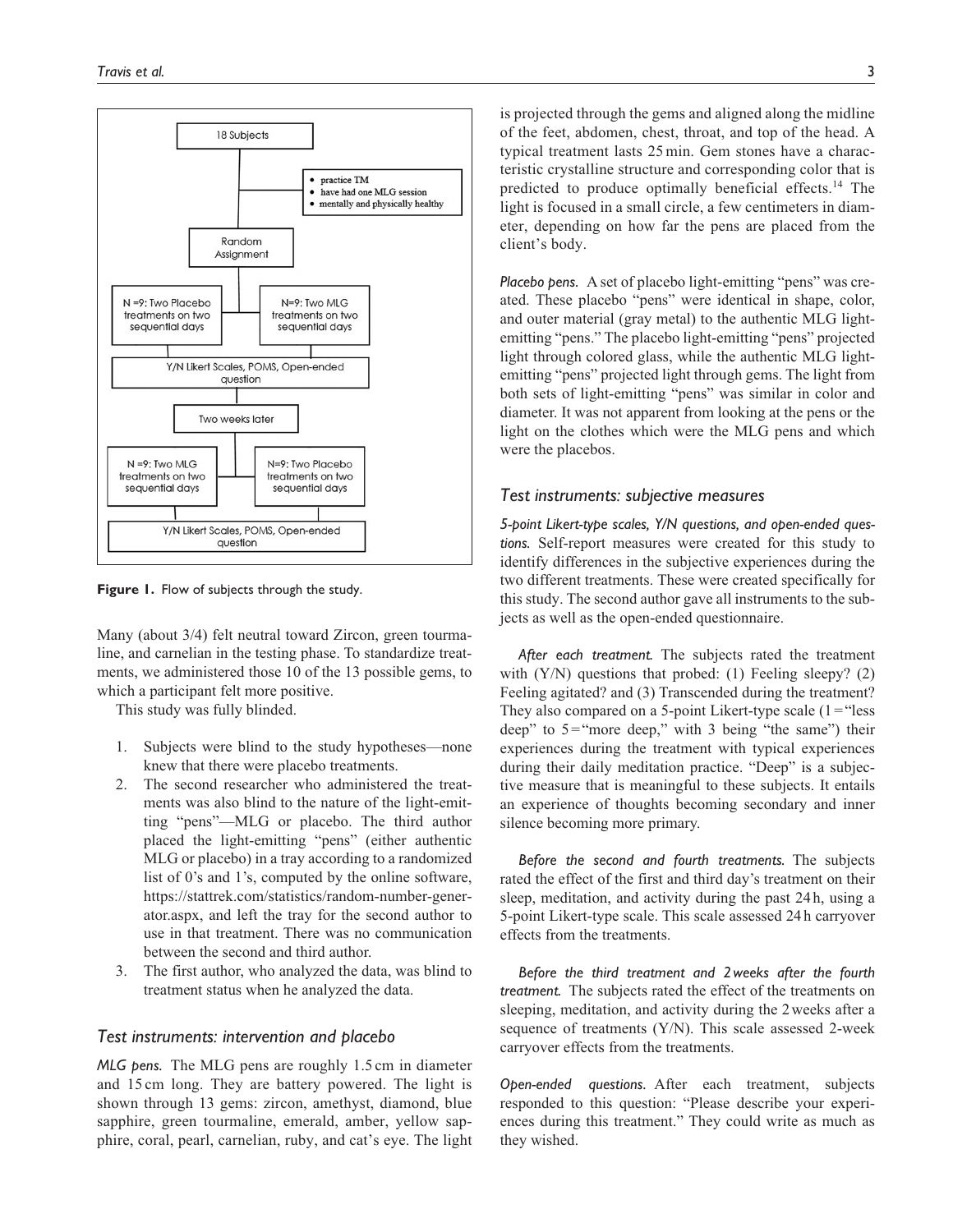Figure 1. Flow of subjects through the study.

Many (about 3/4) felt neutral toward Zircon, green tourmaline, and carnelian in the testing phase. To standardize treatments, we administered those 10 of the 13 possible gems, to which a participant felt more positive.

This study was fully blinded.

1. Subjects were blind to the study hypotheses—none knew that there were placebo treatments.
2. The second researcher who administered the treatments was also blind to the nature of the light-emitting "pens"—MLG or placebo. The third author placed the light-emitting "pens" (either authentic MLG or placebo) in a tray according to a randomized list of 0's and 1's, computed by the online software, https://stattrek.com/statistics/random-number-generator.aspx, and left the tray for the second author to use in that treatment. There was no communication between the second and third author.
3. The first author, who analyzed the data, was blind to treatment status when he analyzed the data.

## Test instruments: intervention and placebo

*MLG pens.* The MLG pens are roughly 1.5 cm in diameter and 15 cm long. They are battery powered. The light is shown through 13 gems: zircon, amethyst, diamond, blue sapphire, green tourmaline, emerald, amber, yellow sapphire, coral, pearl, carnelian, ruby, and cat's eye. The light is projected through the gems and aligned along the midline of the feet, abdomen, chest, throat, and top of the head. A typical treatment lasts 25 min. Gem stones have a characteristic crystalline structure and corresponding color that is predicted to produce optimally beneficial effects.[14] The light is focused in a small circle, a few centimeters in diameter, depending on how far the pens are placed from the client's body.

*Placebo pens.* A set of placebo light-emitting "pens" was created. These placebo "pens" were identical in shape, color, and outer material (gray metal) to the authentic MLG light-emitting "pens." The placebo light-emitting "pens" projected light through colored glass, while the authentic MLG light-emitting "pens" projected light through gems. The light from both sets of light-emitting "pens" was similar in color and diameter. It was not apparent from looking at the pens or the light on the clothes which were the MLG pens and which were the placebos.

## Test instruments: subjective measures

*5-point Likert-type scales, Y/N questions, and open-ended questions.* Self-report measures were created for this study to identify differences in the subjective experiences during the two different treatments. These were created specifically for this study. The second author gave all instruments to the subjects as well as the open-ended questionnaire.

*After each treatment.* The subjects rated the treatment with (Y/N) questions that probed: (1) Feeling sleepy? (2) Feeling agitated? and (3) Transcended during the treatment? They also compared on a 5-point Likert-type scale (1 = "less deep" to 5 = "more deep," with 3 being "the same") their experiences during the treatment with typical experiences during their daily meditation practice. "Deep" is a subjective measure that is meaningful to these subjects. It entails an experience of thoughts becoming secondary and inner silence becoming more primary.

*Before the second and fourth treatments.* The subjects rated the effect of the first and third day's treatment on their sleep, meditation, and activity during the past 24 h, using a 5-point Likert-type scale. This scale assessed 24 h carryover effects from the treatments.

*Before the third treatment and 2 weeks after the fourth treatment.* The subjects rated the effect of the treatments on sleeping, meditation, and activity during the 2 weeks after a sequence of treatments (Y/N). This scale assessed 2-week carryover effects from the treatments.

*Open-ended questions.* After each treatment, subjects responded to this question: "Please describe your experiences during this treatment." They could write as much as they wished.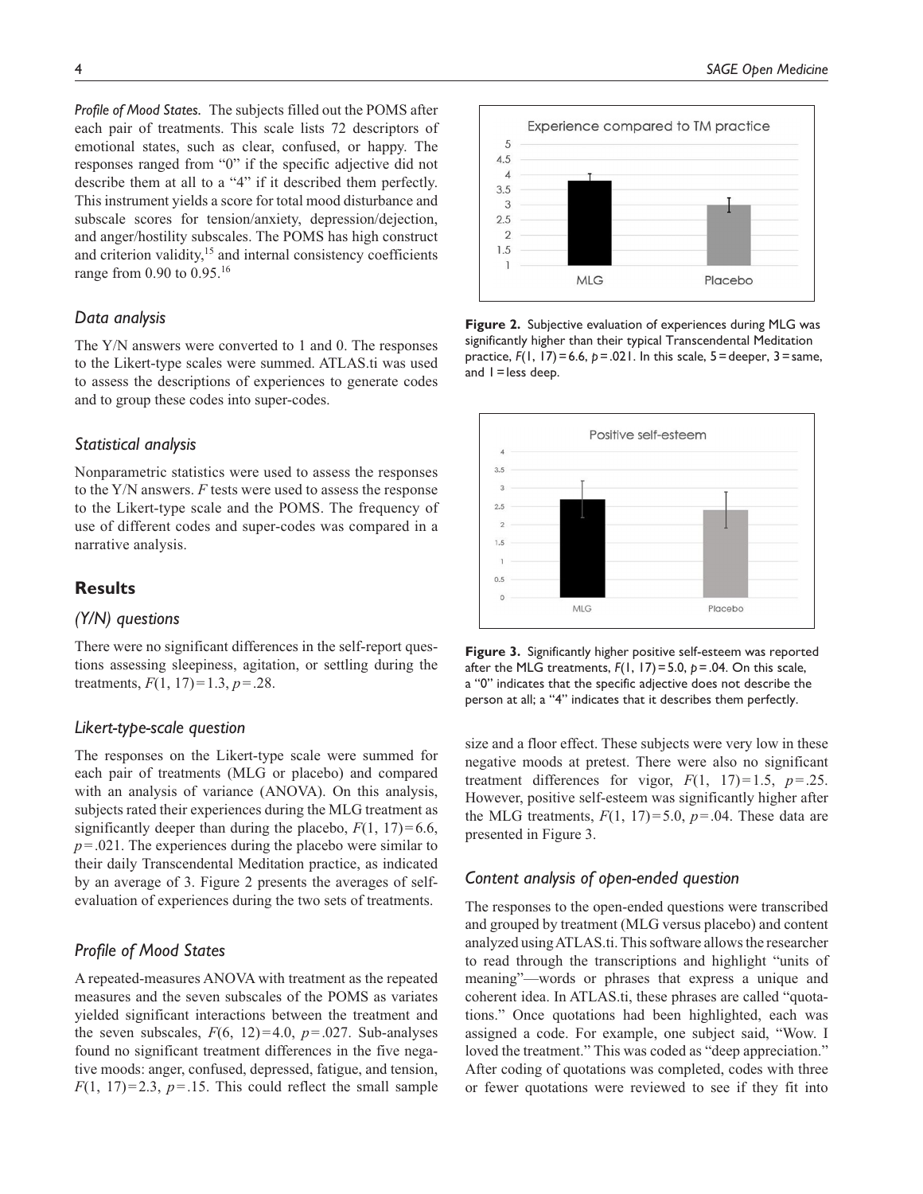*Profile of Mood States.* The subjects filled out the POMS after each pair of treatments. This scale lists 72 descriptors of emotional states, such as clear, confused, or happy. The responses ranged from "0" if the specific adjective did not describe them at all to a "4" if it described them perfectly. This instrument yields a score for total mood disturbance and subscale scores for tension/anxiety, depression/dejection, and anger/hostility subscales. The POMS has high construct and criterion validity,[15] and internal consistency coefficients range from 0.90 to 0.95.[16]

### Data analysis

The Y/N answers were converted to 1 and 0. The responses to the Likert-type scales were summed. ATLAS.ti was used to assess the descriptions of experiences to generate codes and to group these codes into super-codes.

### Statistical analysis

Nonparametric statistics were used to assess the responses to the Y/N answers. $F$ tests were used to assess the response to the Likert-type scale and the POMS. The frequency of use of different codes and super-codes was compared in a narrative analysis.

## Results

### (Y/N) questions

There were no significant differences in the self-report questions assessing sleepiness, agitation, or settling during the treatments, $F(1, 17) = 1.3$, $p = .28$.

### Likert-type-scale question

The responses on the Likert-type scale were summed for each pair of treatments (MLG or placebo) and compared with an analysis of variance (ANOVA). On this analysis, subjects rated their experiences during the MLG treatment as significantly deeper than during the placebo, $F(1, 17) = 6.6$, $p = .021$. The experiences during the placebo were similar to their daily Transcendental Meditation practice, as indicated by an average of 3. Figure 2 presents the averages of self-evaluation of experiences during the two sets of treatments.

**Figure 2.** Subjective evaluation of experiences during MLG was significantly higher than their typical Transcendental Meditation practice, $F(1, 17) = 6.6$, $p = .021$. In this scale, 5 = deeper, 3 = same, and 1 = less deep.

### Profile of Mood States

A repeated-measures ANOVA with treatment as the repeated measures and the seven subscales of the POMS as variates yielded significant interactions between the treatment and the seven subscales, $F(6, 12) = 4.0$, $p = .027$. Sub-analyses found no significant treatment differences in the five negative moods: anger, confused, depressed, fatigue, and tension, $F(1, 17) = 2.3$, $p = .15$. This could reflect the small sample size and a floor effect. These subjects were very low in these negative moods at pretest. There were also no significant treatment differences for vigor, $F(1, 17) = 1.5$, $p = .25$. However, positive self-esteem was significantly higher after the MLG treatments, $F(1, 17) = 5.0$, $p = .04$. These data are presented in Figure 3.

**Figure 3.** Significantly higher positive self-esteem was reported after the MLG treatments, $F(1, 17) = 5.0$, $p = .04$. On this scale, a "0" indicates that the specific adjective does not describe the person at all; a "4" indicates that it describes them perfectly.

### Content analysis of open-ended question

The responses to the open-ended questions were transcribed and grouped by treatment (MLG versus placebo) and content analyzed using ATLAS.ti. This software allows the researcher to read through the transcriptions and highlight "units of meaning"—words or phrases that express a unique and coherent idea. In ATLAS.ti, these phrases are called "quotations." Once quotations had been highlighted, each was assigned a code. For example, one subject said, "Wow. I loved the treatment." This was coded as "deep appreciation." After coding of quotations was completed, codes with three or fewer quotations were reviewed to see if they fit into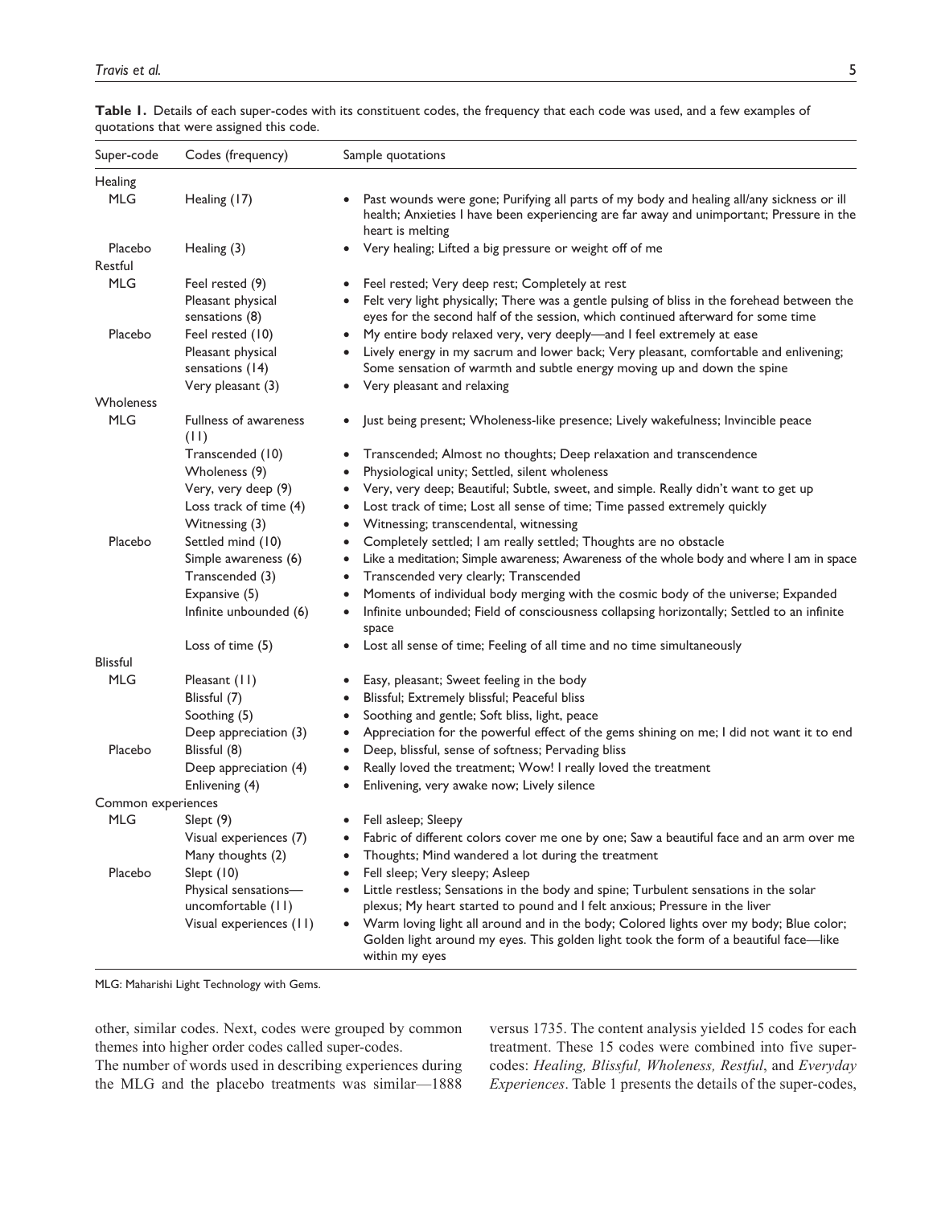**Table 1.** Details of each super-codes with its constituent codes, the frequency that each code was used, and a few examples of quotations that were assigned this code.

| Super-code | Codes (frequency) | Sample quotations |
|---|---|---|
| Healing | | |
| MLG | Healing (17) | • Past wounds were gone; Purifying all parts of my body and healing all/any sickness or ill health; Anxieties I have been experiencing are far away and unimportant; Pressure in the heart is melting |
| Placebo | Healing (3) | • Very healing; Lifted a big pressure or weight off of me |
| Restful | | |
| MLG | Feel rested (9) | • Feel rested; Very deep rest; Completely at rest |
| | Pleasant physical sensations (8) | • Felt very light physically; There was a gentle pulsing of bliss in the forehead between the eyes for the second half of the session, which continued afterward for some time |
| Placebo | Feel rested (10) | • My entire body relaxed very, very deeply—and I feel extremely at ease |
| | Pleasant physical sensations (14) | • Lively energy in my sacrum and lower back; Very pleasant, comfortable and enlivening; Some sensation of warmth and subtle energy moving up and down the spine |
| | Very pleasant (3) | • Very pleasant and relaxing |
| Wholeness | | |
| MLG | Fullness of awareness (11) | • Just being present; Wholeness-like presence; Lively wakefulness; Invincible peace |
| | Transcended (10) | • Transcended; Almost no thoughts; Deep relaxation and transcendence |
| | Wholeness (9) | • Physiological unity; Settled, silent wholeness |
| | Very, very deep (9) | • Very, very deep; Beautiful; Subtle, sweet, and simple. Really didn't want to get up |
| | Loss track of time (4) | • Lost track of time; Lost all sense of time; Time passed extremely quickly |
| | Witnessing (3) | • Witnessing; transcendental, witnessing |
| Placebo | Settled mind (10) | • Completely settled; I am really settled; Thoughts are no obstacle |
| | Simple awareness (6) | • Like a meditation; Simple awareness; Awareness of the whole body and where I am in space |
| | Transcended (3) | • Transcended very clearly; Transcended |
| | Expansive (5) | • Moments of individual body merging with the cosmic body of the universe; Expanded |
| | Infinite unbounded (6) | • Infinite unbounded; Field of consciousness collapsing horizontally; Settled to an infinite space |
| | Loss of time (5) | • Lost all sense of time; Feeling of all time and no time simultaneously |
| Blissful | | |
| MLG | Pleasant (11) | • Easy, pleasant; Sweet feeling in the body |
| | Blissful (7) | • Blissful; Extremely blissful; Peaceful bliss |
| | Soothing (5) | • Soothing and gentle; Soft bliss, light, peace |
| | Deep appreciation (3) | • Appreciation for the powerful effect of the gems shining on me; I did not want it to end |
| Placebo | Blissful (8) | • Deep, blissful, sense of softness; Pervading bliss |
| | Deep appreciation (4) | • Really loved the treatment; Wow! I really loved the treatment |
| | Enlivening (4) | • Enlivening, very awake now; Lively silence |
| Common experiences | | |
| MLG | Slept (9) | • Fell asleep; Sleepy |
| | Visual experiences (7) | • Fabric of different colors cover me one by one; Saw a beautiful face and an arm over me |
| | Many thoughts (2) | • Thoughts; Mind wandered a lot during the treatment |
| Placebo | Slept (10) | • Fell sleep; Very sleepy; Asleep |
| | Physical sensations—uncomfortable (11) | • Little restless; Sensations in the body and spine; Turbulent sensations in the solar plexus; My heart started to pound and I felt anxious; Pressure in the liver |
| | Visual experiences (11) | • Warm loving light all around and in the body; Colored lights over my body; Blue color; Golden light around my eyes. This golden light took the form of a beautiful face—like within my eyes |

MLG: Maharishi Light Technology with Gems.

other, similar codes. Next, codes were grouped by common themes into higher order codes called super-codes.

The number of words used in describing experiences during the MLG and the placebo treatments was similar—1888 versus 1735. The content analysis yielded 15 codes for each treatment. These 15 codes were combined into five super-codes: *Healing, Blissful, Wholeness, Restful*, and *Everyday Experiences*. Table 1 presents the details of the super-codes,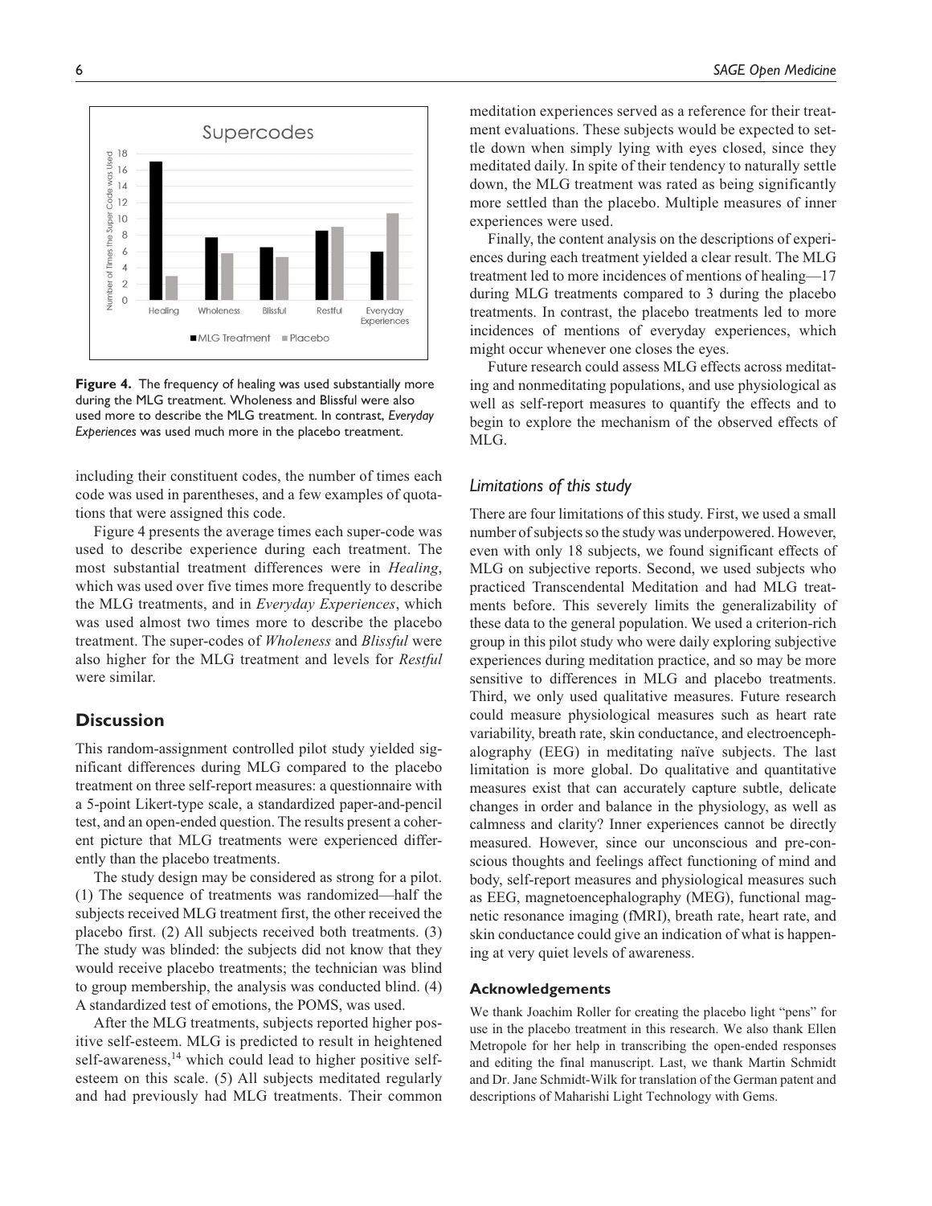**Figure 4.** The frequency of healing was used substantially more during the MLG treatment. Wholeness and Blissful were also used more to describe the MLG treatment. In contrast, *Everyday Experiences* was used much more in the placebo treatment.

including their constituent codes, the number of times each code was used in parentheses, and a few examples of quotations that were assigned this code.

Figure 4 presents the average times each super-code was used to describe experience during each treatment. The most substantial treatment differences were in *Healing*, which was used over five times more frequently to describe the MLG treatments, and in *Everyday Experiences*, which was used almost two times more to describe the placebo treatment. The super-codes of *Wholeness* and *Blissful* were also higher for the MLG treatment and levels for *Restful* were similar.

## Discussion

This random-assignment controlled pilot study yielded significant differences during MLG compared to the placebo treatment on three self-report measures: a questionnaire with a 5-point Likert-type scale, a standardized paper-and-pencil test, and an open-ended question. The results present a coherent picture that MLG treatments were experienced differently than the placebo treatments.

The study design may be considered as strong for a pilot. (1) The sequence of treatments was randomized—half the subjects received MLG treatment first, the other received the placebo first. (2) All subjects received both treatments. (3) The study was blinded: the subjects did not know that they would receive placebo treatments; the technician was blind to group membership, the analysis was conducted blind. (4) A standardized test of emotions, the POMS, was used.

After the MLG treatments, subjects reported higher positive self-esteem. MLG is predicted to result in heightened self-awareness,[14] which could lead to higher positive self-esteem on this scale. (5) All subjects meditated regularly and had previously had MLG treatments. Their common meditation experiences served as a reference for their treatment evaluations. These subjects would be expected to settle down when simply lying with eyes closed, since they meditated daily. In spite of their tendency to naturally settle down, the MLG treatment was rated as being significantly more settled than the placebo. Multiple measures of inner experiences were used.

Finally, the content analysis on the descriptions of experiences during each treatment yielded a clear result. The MLG treatment led to more incidences of mentions of healing—17 during MLG treatments compared to 3 during the placebo treatments. In contrast, the placebo treatments led to more incidences of mentions of everyday experiences, which might occur whenever one closes the eyes.

Future research could assess MLG effects across meditating and nonmeditating populations, and use physiological as well as self-report measures to quantify the effects and to begin to explore the mechanism of the observed effects of MLG.

### *Limitations of this study*

There are four limitations of this study. First, we used a small number of subjects so the study was underpowered. However, even with only 18 subjects, we found significant effects of MLG on subjective reports. Second, we used subjects who practiced Transcendental Meditation and had MLG treatments before. This severely limits the generalizability of these data to the general population. We used a criterion-rich group in this pilot study who were daily exploring subjective experiences during meditation practice, and so may be more sensitive to differences in MLG and placebo treatments. Third, we only used qualitative measures. Future research could measure physiological measures such as heart rate variability, breath rate, skin conductance, and electroencephalography (EEG) in meditating naïve subjects. The last limitation is more global. Do qualitative and quantitative measures exist that can accurately capture subtle, delicate changes in order and balance in the physiology, as well as calmness and clarity? Inner experiences cannot be directly measured. However, since our unconscious and pre-conscious thoughts and feelings affect functioning of mind and body, self-report measures and physiological measures such as EEG, magnetoencephalography (MEG), functional magnetic resonance imaging (fMRI), breath rate, heart rate, and skin conductance could give an indication of what is happening at very quiet levels of awareness.

### Acknowledgements

We thank Joachim Roller for creating the placebo light "pens" for use in the placebo treatment in this research. We also thank Ellen Metropole for her help in transcribing the open-ended responses and editing the final manuscript. Last, we thank Martin Schmidt and Dr. Jane Schmidt-Wilk for translation of the German patent and descriptions of Maharishi Light Technology with Gems.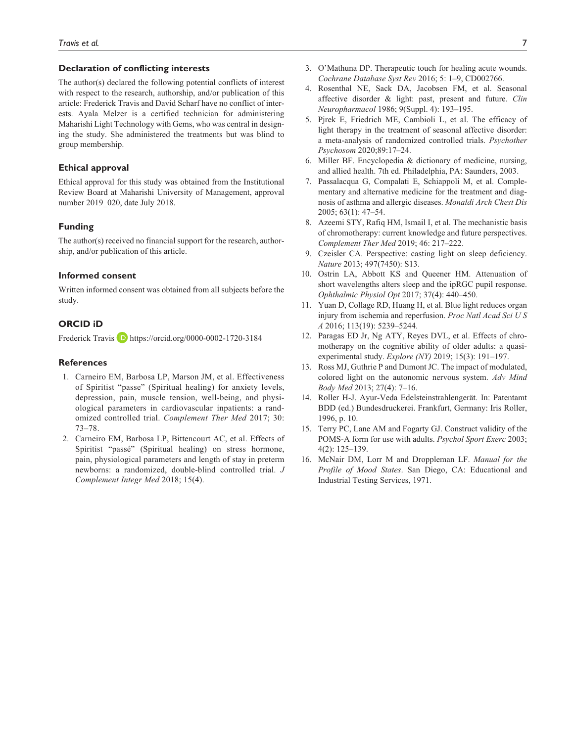## Declaration of conflicting interests

The author(s) declared the following potential conflicts of interest with respect to the research, authorship, and/or publication of this article: Frederick Travis and David Scharf have no conflict of interests. Ayala Melzer is a certified technician for administering Maharishi Light Technology with Gems, who was central in designing the study. She administered the treatments but was blind to group membership.

## Ethical approval

Ethical approval for this study was obtained from the Institutional Review Board at Maharishi University of Management, approval number 2019_020, date July 2018.

## Funding

The author(s) received no financial support for the research, authorship, and/or publication of this article.

## Informed consent

Written informed consent was obtained from all subjects before the study.

## ORCID iD

Frederick Travis https://orcid.org/0000-0002-1720-3184

## References

1. Carneiro EM, Barbosa LP, Marson JM, et al. Effectiveness of Spiritist "passe" (Spiritual healing) for anxiety levels, depression, pain, muscle tension, well-being, and physiological parameters in cardiovascular inpatients: a randomized controlled trial. *Complement Ther Med* 2017; 30: 73–78.
2. Carneiro EM, Barbosa LP, Bittencourt AC, et al. Effects of Spiritist "passé" (Spiritual healing) on stress hormone, pain, physiological parameters and length of stay in preterm newborns: a randomized, double-blind controlled trial. *J Complement Integr Med* 2018; 15(4).
3. O'Mathuna DP. Therapeutic touch for healing acute wounds. *Cochrane Database Syst Rev* 2016; 5: 1–9, CD002766.
4. Rosenthal NE, Sack DA, Jacobsen FM, et al. Seasonal affective disorder & light: past, present and future. *Clin Neuropharmacol* 1986; 9(Suppl. 4): 193–195.
5. Pjrek E, Friedrich ME, Cambioli L, et al. The efficacy of light therapy in the treatment of seasonal affective disorder: a meta-analysis of randomized controlled trials. *Psychother Psychosom* 2020;89:17–24.
6. Miller BF. Encyclopedia & dictionary of medicine, nursing, and allied health. 7th ed. Philadelphia, PA: Saunders, 2003.
7. Passalacqua G, Compalati E, Schiappoli M, et al. Complementary and alternative medicine for the treatment and diagnosis of asthma and allergic diseases. *Monaldi Arch Chest Dis* 2005; 63(1): 47–54.
8. Azeemi STY, Rafiq HM, Ismail I, et al. The mechanistic basis of chromotherapy: current knowledge and future perspectives. *Complement Ther Med* 2019; 46: 217–222.
9. Czeisler CA. Perspective: casting light on sleep deficiency. *Nature* 2013; 497(7450): S13.
10. Ostrin LA, Abbott KS and Queener HM. Attenuation of short wavelengths alters sleep and the ipRGC pupil response. *Ophthalmic Physiol Opt* 2017; 37(4): 440–450.
11. Yuan D, Collage RD, Huang H, et al. Blue light reduces organ injury from ischemia and reperfusion. *Proc Natl Acad Sci U S A* 2016; 113(19): 5239–5244.
12. Paragas ED Jr, Ng ATY, Reyes DVL, et al. Effects of chromotherapy on the cognitive ability of older adults: a quasi-experimental study. *Explore (NY)* 2019; 15(3): 191–197.
13. Ross MJ, Guthrie P and Dumont JC. The impact of modulated, colored light on the autonomic nervous system. *Adv Mind Body Med* 2013; 27(4): 7–16.
14. Roller H-J. Ayur-Veda Edelsteinstrahlengerät. In: Patentamt BDD (ed.) Bundesdruckerei. Frankfurt, Germany: Iris Roller, 1996, p. 10.
15. Terry PC, Lane AM and Fogarty GJ. Construct validity of the POMS-A form for use with adults. *Psychol Sport Exerc* 2003; 4(2): 125–139.
16. McNair DM, Lorr M and Droppleman LF. *Manual for the Profile of Mood States*. San Diego, CA: Educational and Industrial Testing Services, 1971.